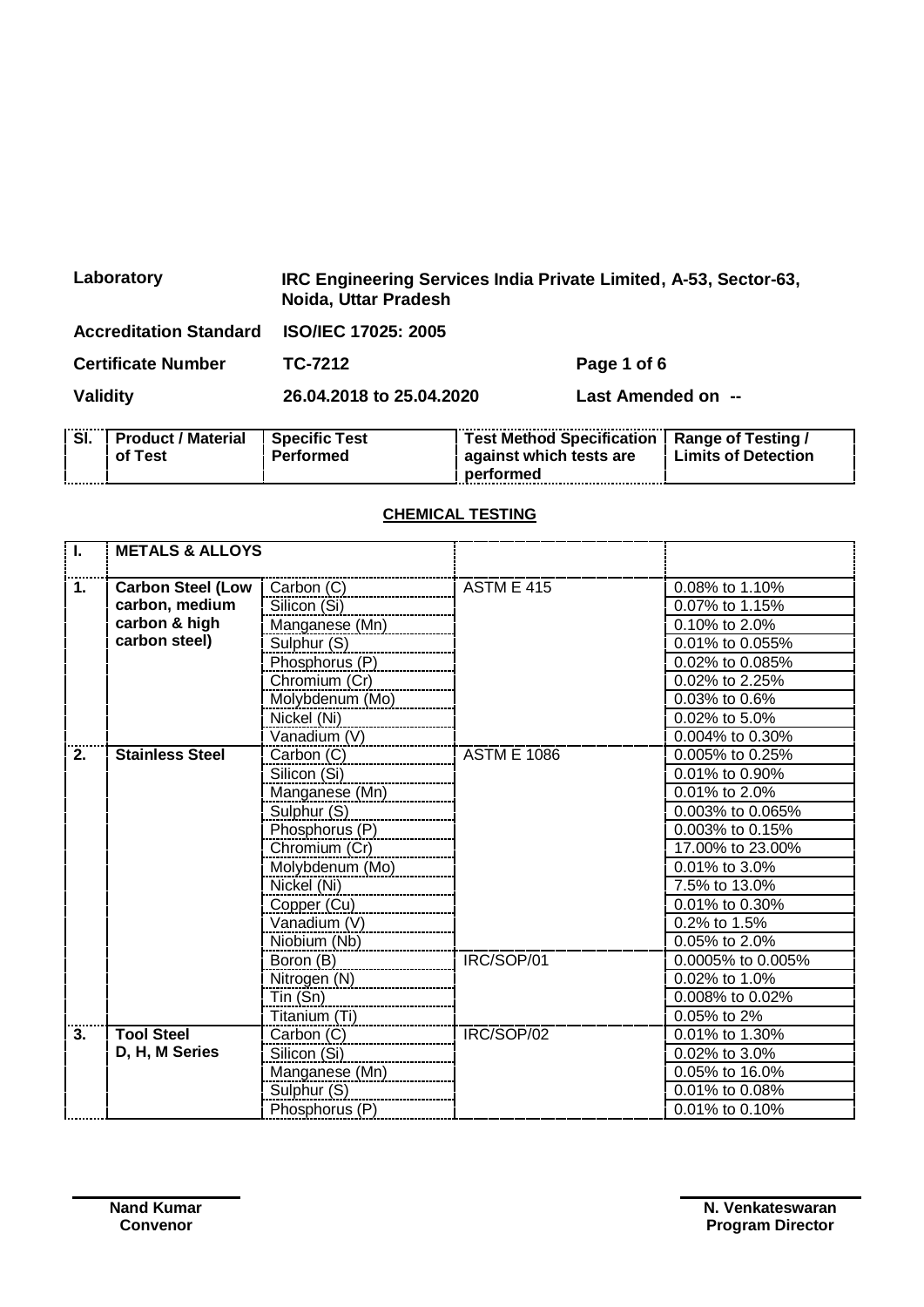| Laboratory | IRC Engineering Services India Private Limited, A-53, Sector-63, Noida, Uttar Pradesh | |
|---|---|---|
| Accreditation Standard | ISO/IEC 17025: 2005 | |
| Certificate Number | TC-7212 | |
| Validity | 26.04.2018 to 25.04.2020 | Last Amended on -- |

| Sl. | Product / Material of Test | Specific Test Performed | Test Method Specification against which tests are performed | Range of Testing / Limits of Detection |
|---|---|---|---|---|

## CHEMICAL TESTING

| Sl. | Product / Material of Test | Specific Test Performed | Test Method Specification against which tests are performed | Range of Testing / Limits of Detection |
|---|---|---|---|---|
| I. | **METALS & ALLOYS** | | | |
| 1. | **Carbon Steel (Low carbon, medium carbon & high carbon steel)** | Carbon (C) | ASTM E 415 | 0.08% to 1.10% |
| | | Silicon (Si) | | 0.07% to 1.15% |
| | | Manganese (Mn) | | 0.10% to 2.0% |
| | | Sulphur (S) | | 0.01% to 0.055% |
| | | Phosphorus (P) | | 0.02% to 0.085% |
| | | Chromium (Cr) | | 0.02% to 2.25% |
| | | Molybdenum (Mo) | | 0.03% to 0.6% |
| | | Nickel (Ni) | | 0.02% to 5.0% |
| | | Vanadium (V) | | 0.004% to 0.30% |
| 2. | **Stainless Steel** | Carbon (C) | ASTM E 1086 | 0.005% to 0.25% |
| | | Silicon (Si) | | 0.01% to 0.90% |
| | | Manganese (Mn) | | 0.01% to 2.0% |
| | | Sulphur (S) | | 0.003% to 0.065% |
| | | Phosphorus (P) | | 0.003% to 0.15% |
| | | Chromium (Cr) | | 17.00% to 23.00% |
| | | Molybdenum (Mo) | | 0.01% to 3.0% |
| | | Nickel (Ni) | | 7.5% to 13.0% |
| | | Copper (Cu) | | 0.01% to 0.30% |
| | | Vanadium (V) | | 0.2% to 1.5% |
| | | Niobium (Nb) | | 0.05% to 2.0% |
| | | Boron (B) | IRC/SOP/01 | 0.0005% to 0.005% |
| | | Nitrogen (N) | | 0.02% to 1.0% |
| | | Tin (Sn) | | 0.008% to 0.02% |
| | | Titanium (Ti) | | 0.05% to 2% |
| 3. | **Tool Steel D, H, M Series** | Carbon (C) | IRC/SOP/02 | 0.01% to 1.30% |
| | | Silicon (Si) | | 0.02% to 3.0% |
| | | Manganese (Mn) | | 0.05% to 16.0% |
| | | Sulphur (S) | | 0.01% to 0.08% |
| | | Phosphorus (P) | | 0.01% to 0.10% |

**Nand Kumar**
**Convenor**

**N. Venkateswaran**
**Program Director**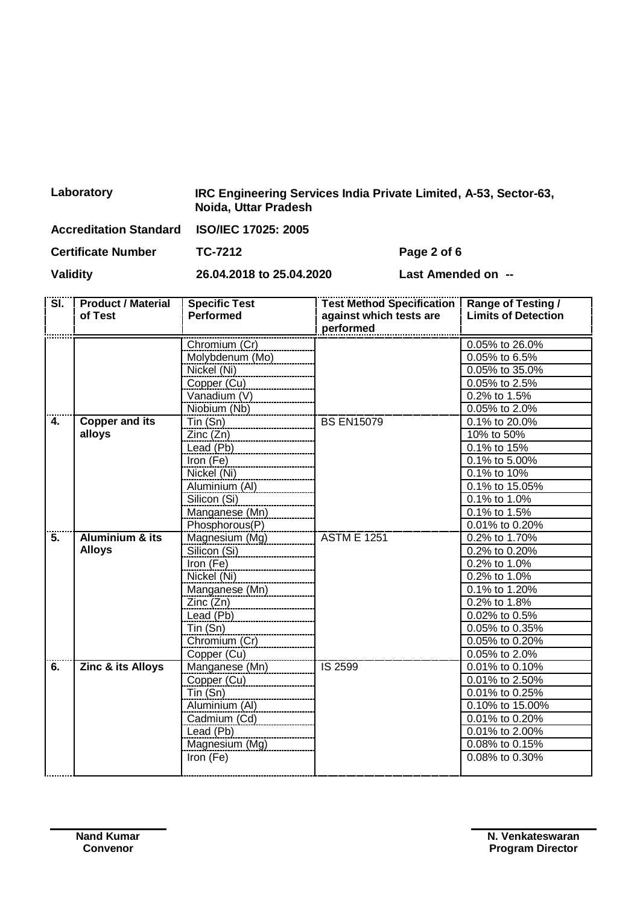| | | | |
|---|---|---|---|
| **Laboratory** | **IRC Engineering Services India Private Limited, A-53, Sector-63, Noida, Uttar Pradesh** | | |
| **Accreditation Standard** | **ISO/IEC 17025: 2005** | | |
| **Certificate Number** | **TC-7212** | **Page 2 of 6** | |
| **Validity** | **26.04.2018 to 25.04.2020** | **Last Amended on --** | |

| Sl. | Product / Material of Test | Specific Test Performed | Test Method Specification against which tests are performed | Range of Testing / Limits of Detection |
|---|---|---|---|---|
| | | Chromium (Cr) | | 0.05% to 26.0% |
| | | Molybdenum (Mo) | | 0.05% to 6.5% |
| | | Nickel (Ni) | | 0.05% to 35.0% |
| | | Copper (Cu) | | 0.05% to 2.5% |
| | | Vanadium (V) | | 0.2% to 1.5% |
| | | Niobium (Nb) | | 0.05% to 2.0% |
| **4.** | **Copper and its alloys** | Tin (Sn) | BS EN15079 | 0.1% to 20.0% |
| | | Zinc (Zn) | | 10% to 50% |
| | | Lead (Pb) | | 0.1% to 15% |
| | | Iron (Fe) | | 0.1% to 5.00% |
| | | Nickel (Ni) | | 0.1% to 10% |
| | | Aluminium (Al) | | 0.1% to 15.05% |
| | | Silicon (Si) | | 0.1% to 1.0% |
| | | Manganese (Mn) | | 0.1% to 1.5% |
| | | Phosphorous(P) | | 0.01% to 0.20% |
| **5.** | **Aluminium & its Alloys** | Magnesium (Mg) | ASTM E 1251 | 0.2% to 1.70% |
| | | Silicon (Si) | | 0.2% to 0.20% |
| | | Iron (Fe) | | 0.2% to 1.0% |
| | | Nickel (Ni) | | 0.2% to 1.0% |
| | | Manganese (Mn) | | 0.1% to 1.20% |
| | | Zinc (Zn) | | 0.2% to 1.8% |
| | | Lead (Pb) | | 0.02% to 0.5% |
| | | Tin (Sn) | | 0.05% to 0.35% |
| | | Chromium (Cr) | | 0.05% to 0.20% |
| | | Copper (Cu) | | 0.05% to 2.0% |
| **6.** | **Zinc & its Alloys** | Manganese (Mn) | IS 2599 | 0.01% to 0.10% |
| | | Copper (Cu) | | 0.01% to 2.50% |
| | | Tin (Sn) | | 0.01% to 0.25% |
| | | Aluminium (Al) | | 0.10% to 15.00% |
| | | Cadmium (Cd) | | 0.01% to 0.20% |
| | | Lead (Pb) | | 0.01% to 2.00% |
| | | Magnesium (Mg) | | 0.08% to 0.15% |
| | | Iron (Fe) | | 0.08% to 0.30% |

**Nand Kumar**
**Convenor**

**N. Venkateswaran**
**Program Director**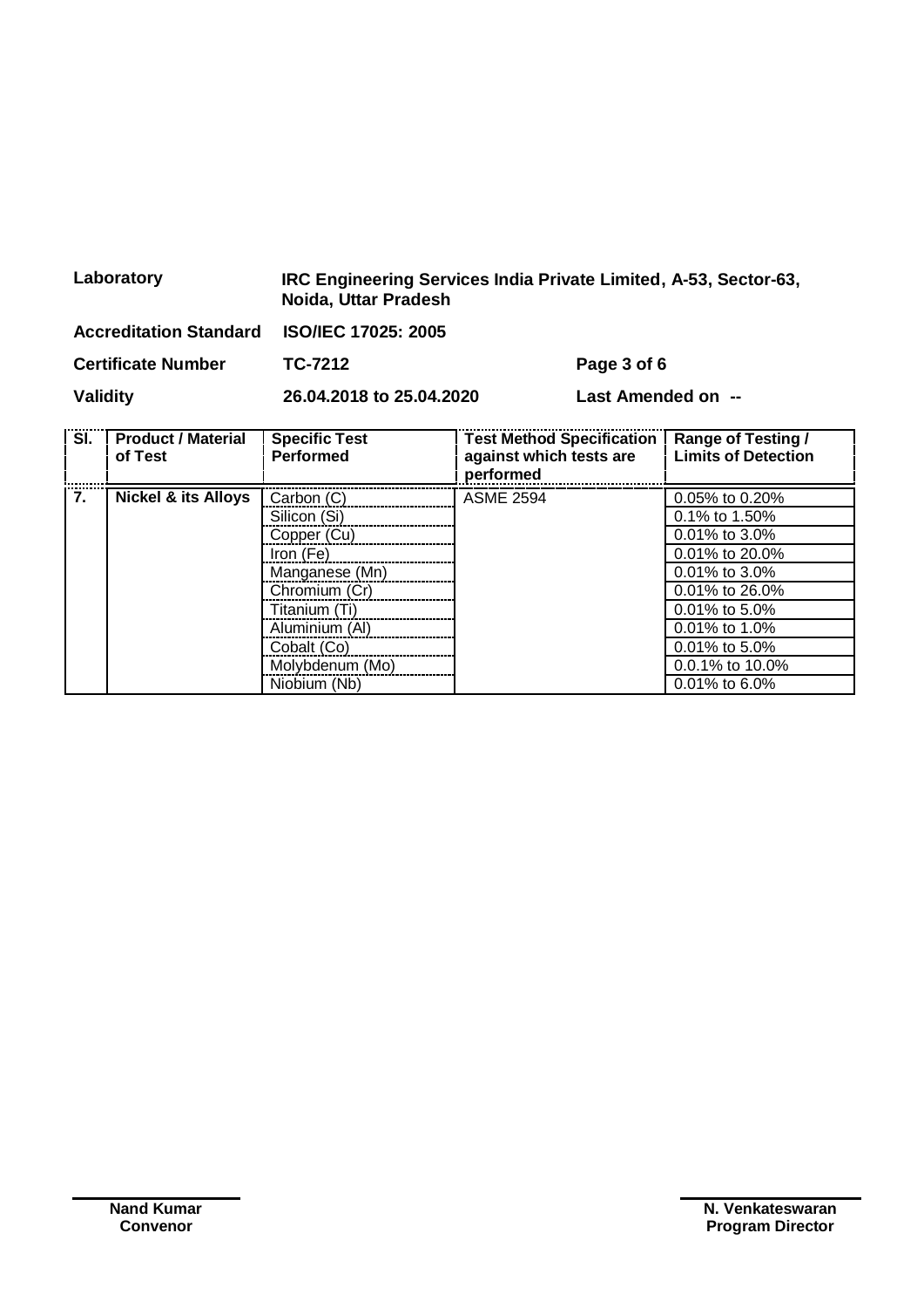| Laboratory | IRC Engineering Services India Private Limited, A-53, Sector-63, Noida, Uttar Pradesh | |
|---|---|---|
| Accreditation Standard | ISO/IEC 17025: 2005 | |
| Certificate Number | TC-7212 | Page 3 of 6 |
| Validity | 26.04.2018 to 25.04.2020 | Last Amended on -- |

| Sl. | Product / Material of Test | Specific Test Performed | Test Method Specification against which tests are performed | Range of Testing / Limits of Detection |
|---|---|---|---|---|
| 7. | Nickel & its Alloys | Carbon (C) | ASME 2594 | 0.05% to 0.20% |
| | | Silicon (Si) | | 0.1% to 1.50% |
| | | Copper (Cu) | | 0.01% to 3.0% |
| | | Iron (Fe) | | 0.01% to 20.0% |
| | | Manganese (Mn) | | 0.01% to 3.0% |
| | | Chromium (Cr) | | 0.01% to 26.0% |
| | | Titanium (Ti) | | 0.01% to 5.0% |
| | | Aluminium (Al) | | 0.01% to 1.0% |
| | | Cobalt (Co) | | 0.01% to 5.0% |
| | | Molybdenum (Mo) | | 0.0.1% to 10.0% |
| | | Niobium (Nb) | | 0.01% to 6.0% |

**Nand Kumar**
**Convenor**

**N. Venkateswaran**
**Program Director**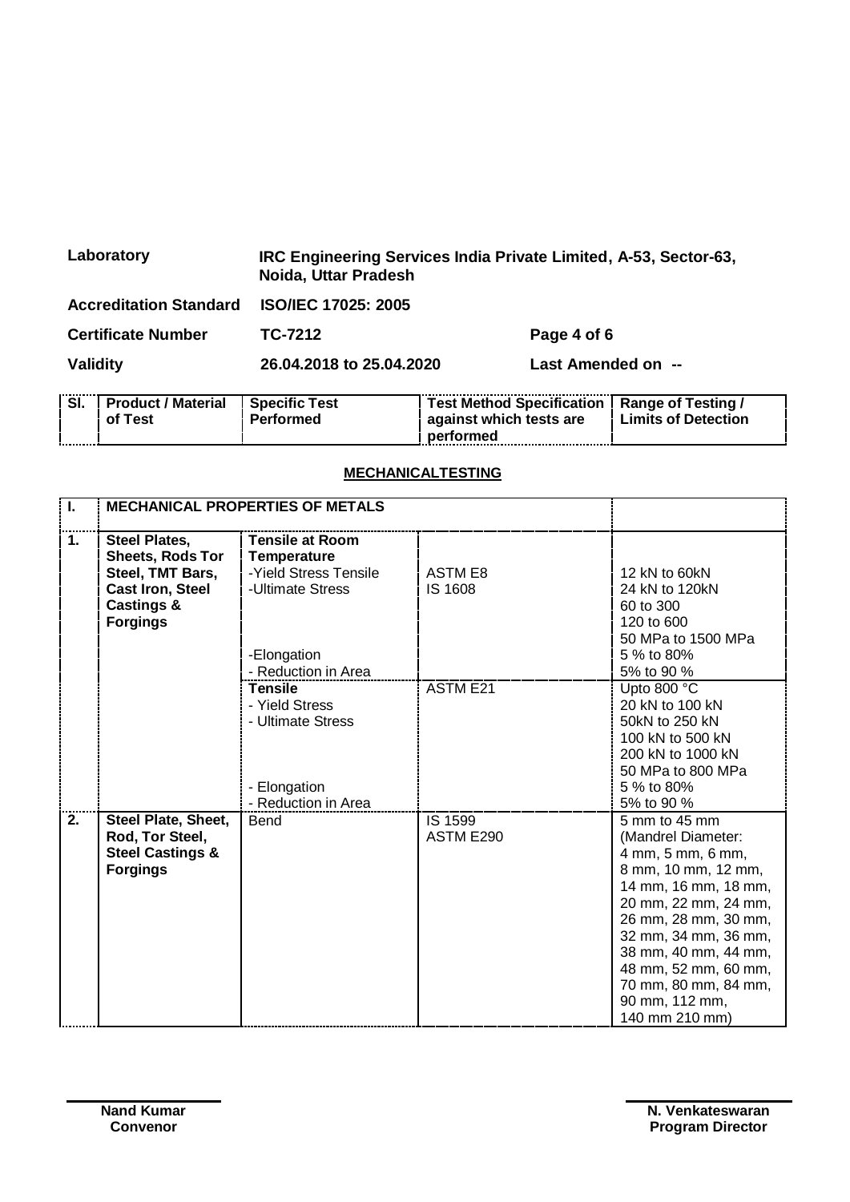| Laboratory | IRC Engineering Services India Private Limited, A-53, Sector-63, Noida, Uttar Pradesh | |
|---|---|---|
| Accreditation Standard | ISO/IEC 17025: 2005 | |
| Certificate Number | TC-7212 | Page 4 of 6 |
| Validity | 26.04.2018 to 25.04.2020 | Last Amended on -- |

| Sl. | Product / Material of Test | Specific Test Performed | Test Method Specification against which tests are performed | Range of Testing / Limits of Detection |
|---|---|---|---|---|

## MECHANICALTESTING

| Sl. | Product / Material of Test | Specific Test Performed | Test Method Specification against which tests are performed | Range of Testing / Limits of Detection |
|---|---|---|---|---|
| **I.** | **MECHANICAL PROPERTIES OF METALS** | | | |
| **1.** | **Steel Plates, Sheets, Rods Tor Steel, TMT Bars, Cast Iron, Steel Castings & Forgings** | **Tensile at Room Temperature**<br>-Yield Stress Tensile<br>-Ultimate Stress<br><br><br><br>-Elongation<br>- Reduction in Area | ASTM E8<br>IS 1608 | 12 kN to 60kN<br>24 kN to 120kN<br>60 to 300<br>120 to 600<br>50 MPa to 1500 MPa<br>5 % to 80%<br>5% to 90 % |
| | | **Tensile**<br>- Yield Stress<br>- Ultimate Stress<br><br><br><br>- Elongation<br>- Reduction in Area | ASTM E21 | Upto 800 °C<br>20 kN to 100 kN<br>50kN to 250 kN<br>100 kN to 500 kN<br>200 kN to 1000 kN<br>50 MPa to 800 MPa<br>5 % to 80%<br>5% to 90 % |
| **2.** | **Steel Plate, Sheet, Rod, Tor Steel, Steel Castings & Forgings** | Bend | IS 1599<br>ASTM E290 | 5 mm to 45 mm<br>(Mandrel Diameter: 4 mm, 5 mm, 6 mm, 8 mm, 10 mm, 12 mm, 14 mm, 16 mm, 18 mm, 20 mm, 22 mm, 24 mm, 26 mm, 28 mm, 30 mm, 32 mm, 34 mm, 36 mm, 38 mm, 40 mm, 44 mm, 48 mm, 52 mm, 60 mm, 70 mm, 80 mm, 84 mm, 90 mm, 112 mm, 140 mm 210 mm) |

**Nand Kumar**
**Convenor**

**N. Venkateswaran**
**Program Director**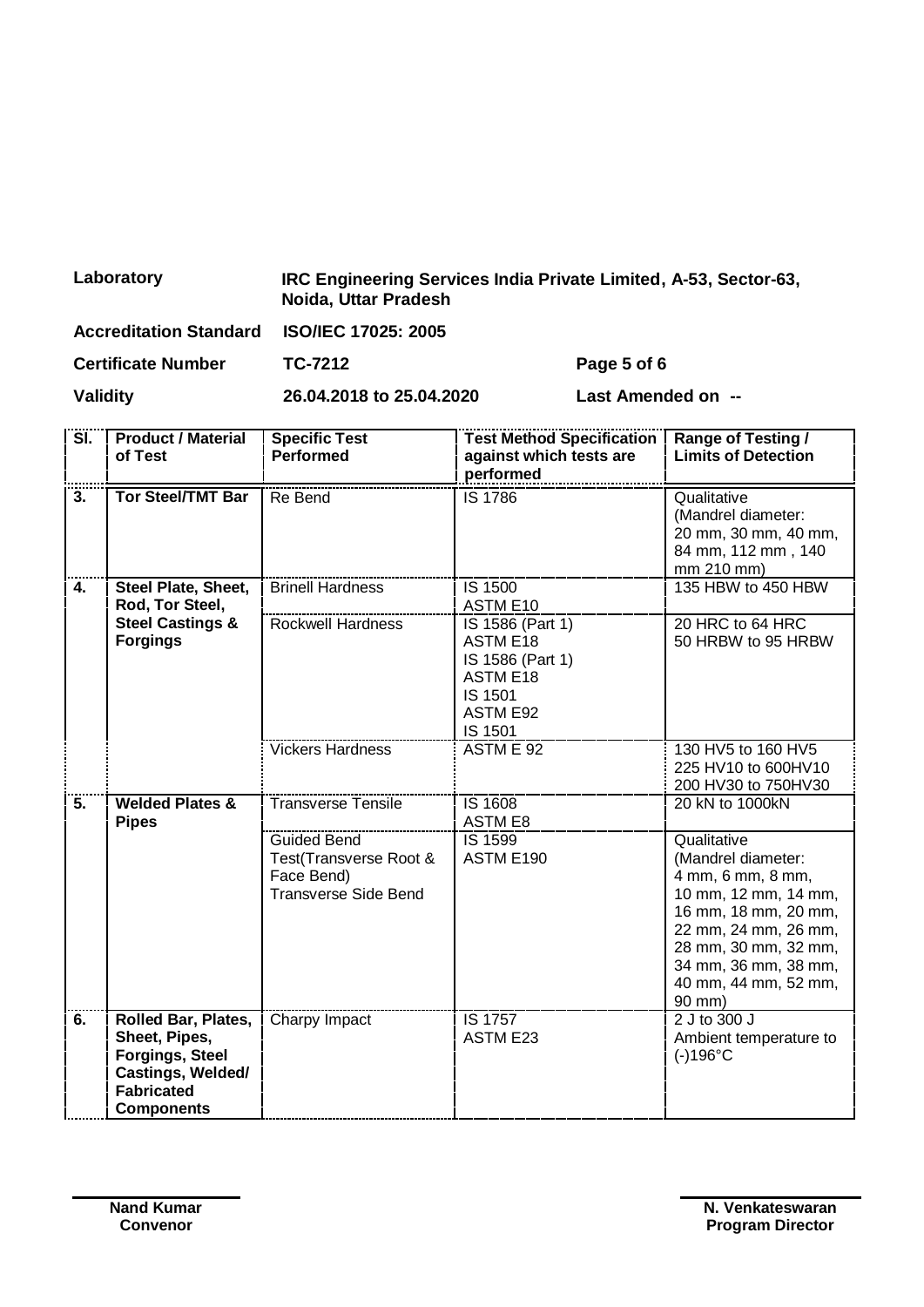| | | | |
|---|---|---|---|
| **Laboratory** | **IRC Engineering Services India Private Limited, A-53, Sector-63, Noida, Uttar Pradesh** | | |
| **Accreditation Standard** | **ISO/IEC 17025: 2005** | | |
| **Certificate Number** | **TC-7212** | **Page 5 of 6** | |
| **Validity** | **26.04.2018 to 25.04.2020** | **Last Amended on --** | |

| Sl. | Product / Material of Test | Specific Test Performed | Test Method Specification against which tests are performed | Range of Testing / Limits of Detection |
|---|---|---|---|---|
| 3. | **Tor Steel/TMT Bar** | Re Bend | IS 1786 | Qualitative (Mandrel diameter: 20 mm, 30 mm, 40 mm, 84 mm, 112 mm , 140 mm 210 mm) |
| 4. | **Steel Plate, Sheet, Rod, Tor Steel, Steel Castings & Forgings** | Brinell Hardness | IS 1500<br>ASTM E10 | 135 HBW to 450 HBW |
| | | Rockwell Hardness | IS 1586 (Part 1)<br>ASTM E18<br>IS 1586 (Part 1)<br>ASTM E18<br>IS 1501<br>ASTM E92<br>IS 1501 | 20 HRC to 64 HRC<br>50 HRBW to 95 HRBW |
| | | Vickers Hardness | ASTM E 92 | 130 HV5 to 160 HV5<br>225 HV10 to 600HV10<br>200 HV30 to 750HV30 |
| 5. | **Welded Plates & Pipes** | Transverse Tensile | IS 1608<br>ASTM E8 | 20 kN to 1000kN |
| | | Guided Bend Test(Transverse Root & Face Bend)<br>Transverse Side Bend | IS 1599<br>ASTM E190 | Qualitative (Mandrel diameter: 4 mm, 6 mm, 8 mm, 10 mm, 12 mm, 14 mm, 16 mm, 18 mm, 20 mm, 22 mm, 24 mm, 26 mm, 28 mm, 30 mm, 32 mm, 34 mm, 36 mm, 38 mm, 40 mm, 44 mm, 52 mm, 90 mm) |
| 6. | **Rolled Bar, Plates, Sheet, Pipes, Forgings, Steel Castings, Welded/ Fabricated Components** | Charpy Impact | IS 1757<br>ASTM E23 | 2 J to 300 J<br>Ambient temperature to (-)196°C |

**Nand Kumar**
**Convenor**

**N. Venkateswaran**
**Program Director**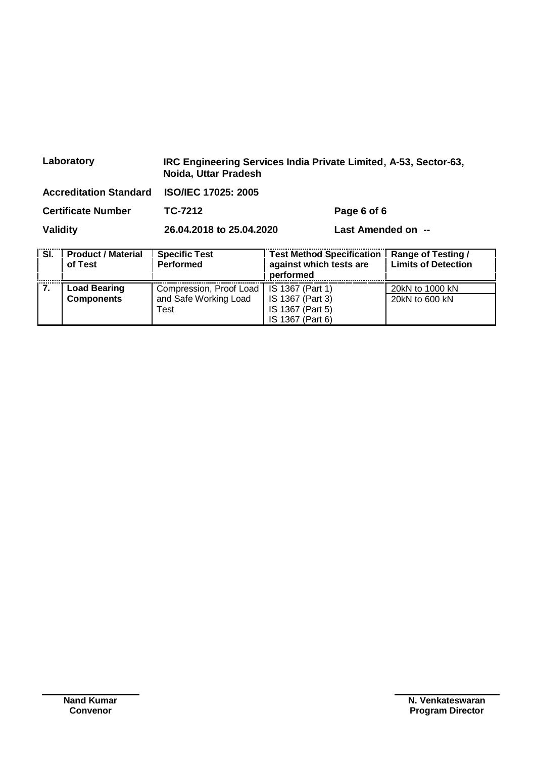| | |
|---|---|
| **Laboratory** | **IRC Engineering Services India Private Limited, A-53, Sector-63, Noida, Uttar Pradesh** |
| **Accreditation Standard** | **ISO/IEC 17025: 2005** |
| **Certificate Number** | **TC-7212** |
| **Validity** | **26.04.2018 to 25.04.2020** |
| **Last Amended on** | **--** |

| Sl. | Product / Material of Test | Specific Test Performed | Test Method Specification against which tests are performed | Range of Testing / Limits of Detection |
|---|---|---|---|---|
| **7.** | **Load Bearing Components** | Compression, Proof Load and Safe Working Load Test | IS 1367 (Part 1)<br>IS 1367 (Part 3)<br>IS 1367 (Part 5)<br>IS 1367 (Part 6) | 20kN to 1000 kN<br>20kN to 600 kN |

**Nand Kumar**
**Convenor**

**N. Venkateswaran**
**Program Director**